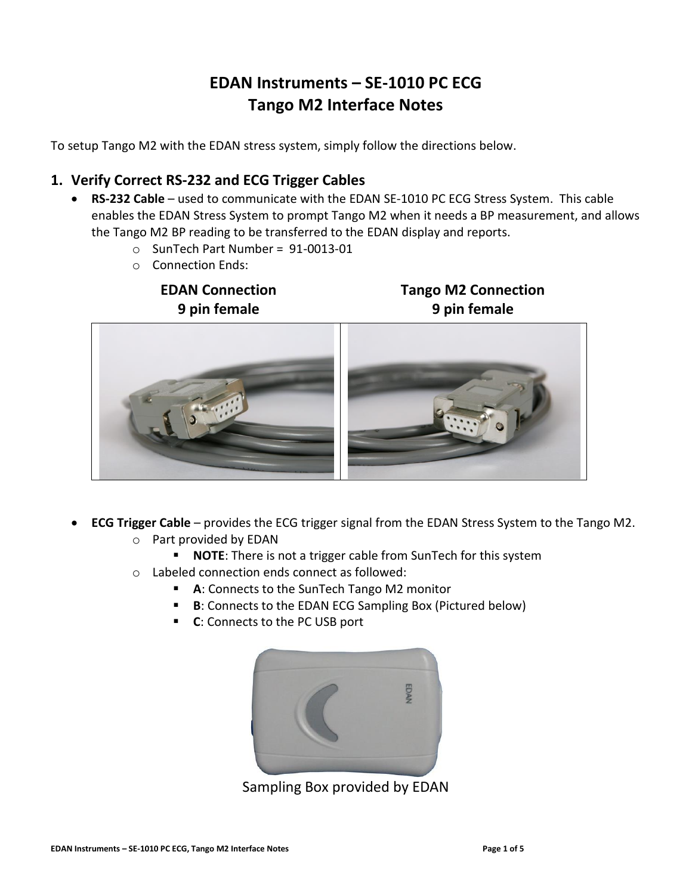# EDAN Instruments – SE-1010 PC ECG
# Tango M2 Interface Notes

To setup Tango M2 with the EDAN stress system, simply follow the directions below.

## 1. Verify Correct RS-232 and ECG Trigger Cables

- **RS-232 Cable** – used to communicate with the EDAN SE-1010 PC ECG Stress System. This cable enables the EDAN Stress System to prompt Tango M2 when it needs a BP measurement, and allows the Tango M2 BP reading to be transferred to the EDAN display and reports.
  - SunTech Part Number = 91-0013-01
  - Connection Ends:

| EDAN Connection<br>9 pin female | Tango M2 Connection<br>9 pin female |
|---|---|
| | |

- **ECG Trigger Cable** – provides the ECG trigger signal from the EDAN Stress System to the Tango M2.
  - Part provided by EDAN
    - **NOTE**: There is not a trigger cable from SunTech for this system
  - Labeled connection ends connect as followed:
    - **A**: Connects to the SunTech Tango M2 monitor
    - **B**: Connects to the EDAN ECG Sampling Box (Pictured below)
    - **C**: Connects to the PC USB port

Sampling Box provided by EDAN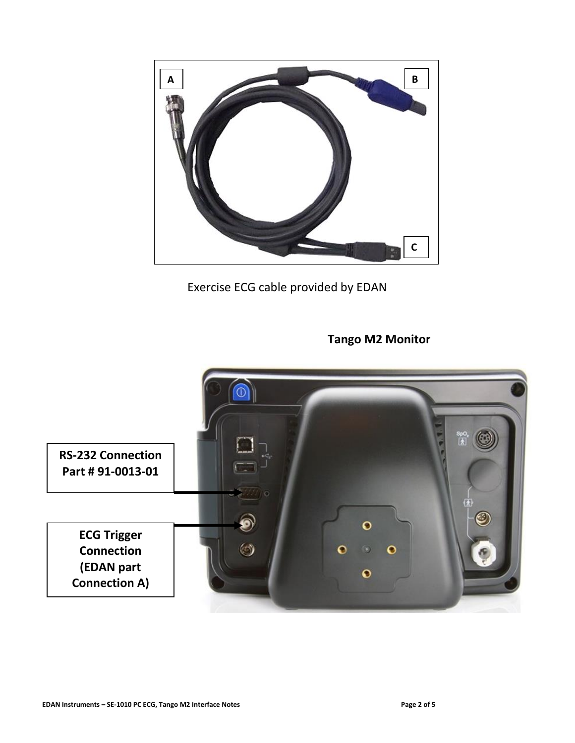A

B

C

Exercise ECG cable provided by EDAN

**Tango M2 Monitor**

**RS-232 Connection Part # 91-0013-01**

**ECG Trigger Connection (EDAN part Connection A)**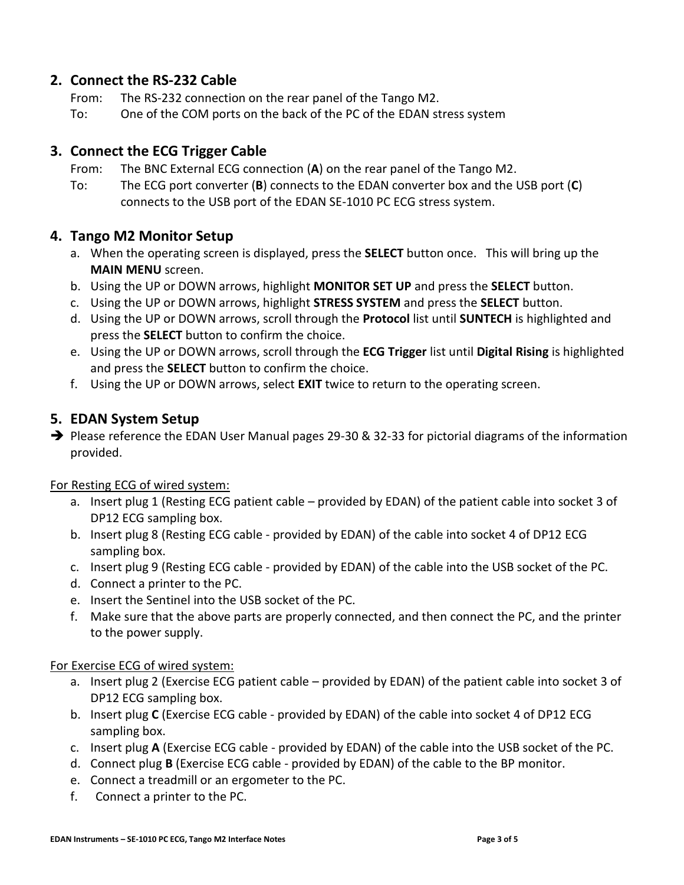## 2. Connect the RS-232 Cable

From: The RS-232 connection on the rear panel of the Tango M2.

To: One of the COM ports on the back of the PC of the EDAN stress system

## 3. Connect the ECG Trigger Cable

From: The BNC External ECG connection (**A**) on the rear panel of the Tango M2.

To: The ECG port converter (**B**) connects to the EDAN converter box and the USB port (**C**) connects to the USB port of the EDAN SE-1010 PC ECG stress system.

## 4. Tango M2 Monitor Setup

a. When the operating screen is displayed, press the **SELECT** button once. This will bring up the **MAIN MENU** screen.
b. Using the UP or DOWN arrows, highlight **MONITOR SET UP** and press the **SELECT** button.
c. Using the UP or DOWN arrows, highlight **STRESS SYSTEM** and press the **SELECT** button.
d. Using the UP or DOWN arrows, scroll through the **Protocol** list until **SUNTECH** is highlighted and press the **SELECT** button to confirm the choice.
e. Using the UP or DOWN arrows, scroll through the **ECG Trigger** list until **Digital Rising** is highlighted and press the **SELECT** button to confirm the choice.
f. Using the UP or DOWN arrows, select **EXIT** twice to return to the operating screen.

## 5. EDAN System Setup

➔ Please reference the EDAN User Manual pages 29-30 & 32-33 for pictorial diagrams of the information provided.

<u>For Resting ECG of wired system:</u>

a. Insert plug 1 (Resting ECG patient cable – provided by EDAN) of the patient cable into socket 3 of DP12 ECG sampling box.
b. Insert plug 8 (Resting ECG cable - provided by EDAN) of the cable into socket 4 of DP12 ECG sampling box.
c. Insert plug 9 (Resting ECG cable - provided by EDAN) of the cable into the USB socket of the PC.
d. Connect a printer to the PC.
e. Insert the Sentinel into the USB socket of the PC.
f. Make sure that the above parts are properly connected, and then connect the PC, and the printer to the power supply.

<u>For Exercise ECG of wired system:</u>

a. Insert plug 2 (Exercise ECG patient cable – provided by EDAN) of the patient cable into socket 3 of DP12 ECG sampling box.
b. Insert plug **C** (Exercise ECG cable - provided by EDAN) of the cable into socket 4 of DP12 ECG sampling box.
c. Insert plug **A** (Exercise ECG cable - provided by EDAN) of the cable into the USB socket of the PC.
d. Connect plug **B** (Exercise ECG cable - provided by EDAN) of the cable to the BP monitor.
e. Connect a treadmill or an ergometer to the PC.
f. Connect a printer to the PC.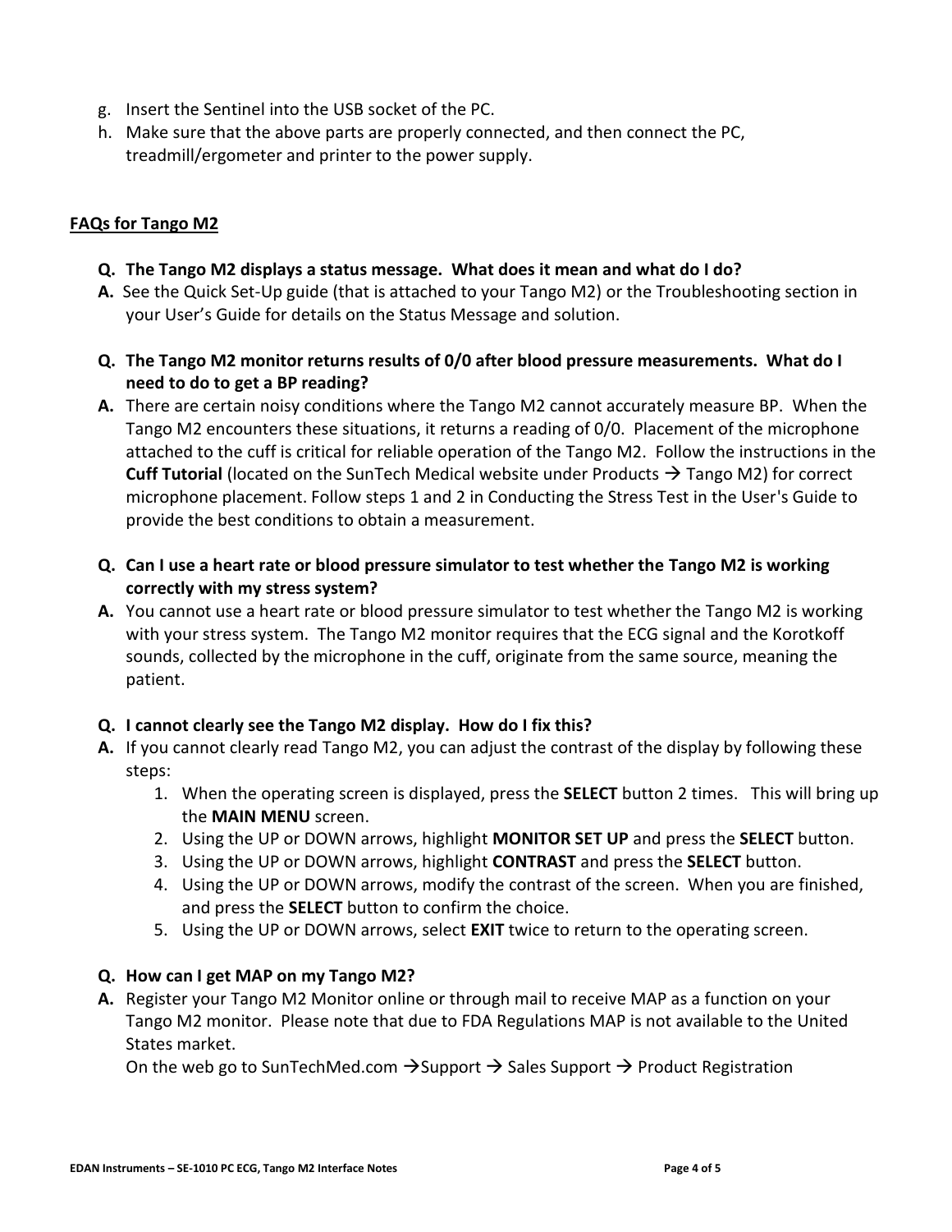g. Insert the Sentinel into the USB socket of the PC.
h. Make sure that the above parts are properly connected, and then connect the PC, treadmill/ergometer and printer to the power supply.

## FAQs for Tango M2

**Q. The Tango M2 displays a status message. What does it mean and what do I do?**

**A.** See the Quick Set-Up guide (that is attached to your Tango M2) or the Troubleshooting section in your User's Guide for details on the Status Message and solution.

**Q. The Tango M2 monitor returns results of 0/0 after blood pressure measurements. What do I need to do to get a BP reading?**

**A.** There are certain noisy conditions where the Tango M2 cannot accurately measure BP. When the Tango M2 encounters these situations, it returns a reading of 0/0. Placement of the microphone attached to the cuff is critical for reliable operation of the Tango M2. Follow the instructions in the **Cuff Tutorial** (located on the SunTech Medical website under Products → Tango M2) for correct microphone placement. Follow steps 1 and 2 in Conducting the Stress Test in the User's Guide to provide the best conditions to obtain a measurement.

**Q. Can I use a heart rate or blood pressure simulator to test whether the Tango M2 is working correctly with my stress system?**

**A.** You cannot use a heart rate or blood pressure simulator to test whether the Tango M2 is working with your stress system. The Tango M2 monitor requires that the ECG signal and the Korotkoff sounds, collected by the microphone in the cuff, originate from the same source, meaning the patient.

**Q. I cannot clearly see the Tango M2 display. How do I fix this?**

**A.** If you cannot clearly read Tango M2, you can adjust the contrast of the display by following these steps:

1. When the operating screen is displayed, press the **SELECT** button 2 times. This will bring up the **MAIN MENU** screen.
2. Using the UP or DOWN arrows, highlight **MONITOR SET UP** and press the **SELECT** button.
3. Using the UP or DOWN arrows, highlight **CONTRAST** and press the **SELECT** button.
4. Using the UP or DOWN arrows, modify the contrast of the screen. When you are finished, and press the **SELECT** button to confirm the choice.
5. Using the UP or DOWN arrows, select **EXIT** twice to return to the operating screen.

**Q. How can I get MAP on my Tango M2?**

**A.** Register your Tango M2 Monitor online or through mail to receive MAP as a function on your Tango M2 monitor. Please note that due to FDA Regulations MAP is not available to the United States market.
On the web go to SunTechMed.com →Support → Sales Support → Product Registration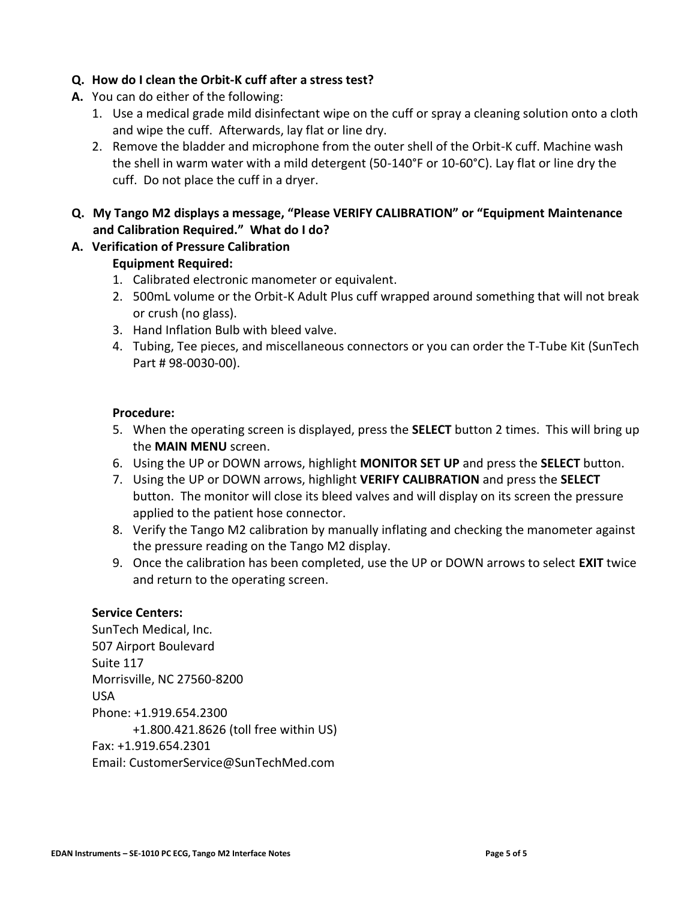**Q. How do I clean the Orbit-K cuff after a stress test?**

**A.** You can do either of the following:

1. Use a medical grade mild disinfectant wipe on the cuff or spray a cleaning solution onto a cloth and wipe the cuff. Afterwards, lay flat or line dry.
2. Remove the bladder and microphone from the outer shell of the Orbit-K cuff. Machine wash the shell in warm water with a mild detergent (50-140°F or 10-60°C). Lay flat or line dry the cuff. Do not place the cuff in a dryer.

**Q. My Tango M2 displays a message, "Please VERIFY CALIBRATION" or "Equipment Maintenance and Calibration Required." What do I do?**

**A. Verification of Pressure Calibration**

**Equipment Required:**

1. Calibrated electronic manometer or equivalent.
2. 500mL volume or the Orbit-K Adult Plus cuff wrapped around something that will not break or crush (no glass).
3. Hand Inflation Bulb with bleed valve.
4. Tubing, Tee pieces, and miscellaneous connectors or you can order the T-Tube Kit (SunTech Part # 98-0030-00).

**Procedure:**

5. When the operating screen is displayed, press the **SELECT** button 2 times. This will bring up the **MAIN MENU** screen.
6. Using the UP or DOWN arrows, highlight **MONITOR SET UP** and press the **SELECT** button.
7. Using the UP or DOWN arrows, highlight **VERIFY CALIBRATION** and press the **SELECT** button. The monitor will close its bleed valves and will display on its screen the pressure applied to the patient hose connector.
8. Verify the Tango M2 calibration by manually inflating and checking the manometer against the pressure reading on the Tango M2 display.
9. Once the calibration has been completed, use the UP or DOWN arrows to select **EXIT** twice and return to the operating screen.

**Service Centers:**

SunTech Medical, Inc.
507 Airport Boulevard
Suite 117
Morrisville, NC 27560-8200
USA
Phone: +1.919.654.2300
+1.800.421.8626 (toll free within US)
Fax: +1.919.654.2301
Email: CustomerService@SunTechMed.com